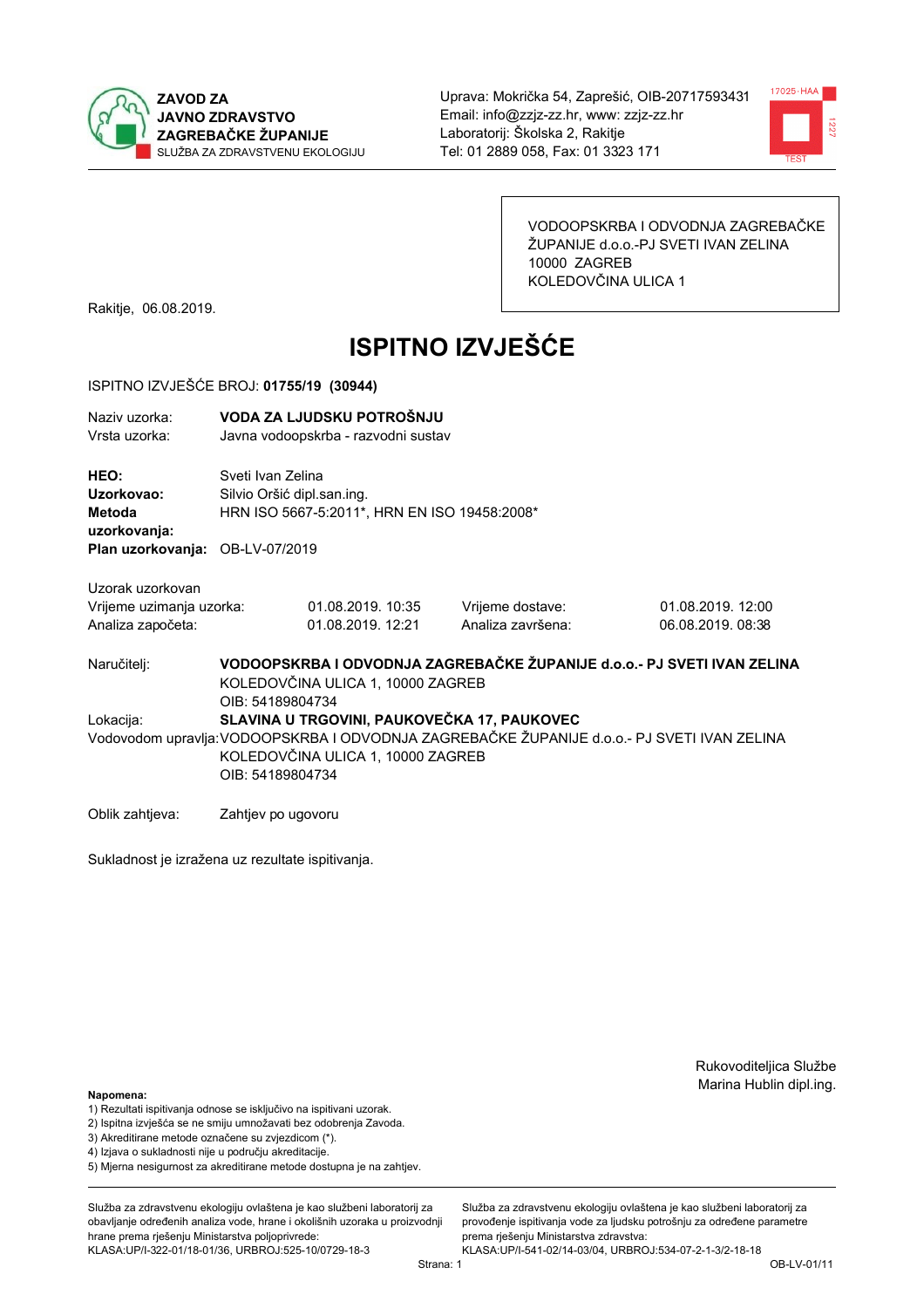**ZAVOD ZA JAVNO ZDRAVSTVO ZAGREBAČKE ŽUPANIJE**
SLUŽBA ZA ZDRAVSTVENU EKOLOGIJU

Uprava: Mokrička 54, Zaprešić, OIB-20717593431
Email: info@zzjz-zz.hr, www: zzjz-zz.hr
Laboratorij: Školska 2, Rakitje
Tel: 01 2889 058, Fax: 01 3323 171

VODOOPSKRBA I ODVODNJA ZAGREBAČKE ŽUPANIJE d.o.o.-PJ SVETI IVAN ZELINA
10000 ZAGREB
KOLEDOVČINA ULICA 1

Rakitje, 06.08.2019.

# ISPITNO IZVJEŠĆE

ISPITNO IZVJEŠĆE BROJ: **01755/19 (30944)**

Naziv uzorka: **VODA ZA LJUDSKU POTROŠNJU**
Vrsta uzorka: Javna vodoopskrba - razvodni sustav

**HEO:** Sveti Ivan Zelina
**Uzorkovao:** Silvio Oršić dipl.san.ing.
**Metoda uzorkovanja:** HRN ISO 5667-5:2011*, HRN EN ISO 19458:2008*
**Plan uzorkovanja:** OB-LV-07/2019

Uzorak uzorkovan

| | | | |
|---|---|---|---|
| Vrijeme uzimanja uzorka: | 01.08.2019. 10:35 | Vrijeme dostave: | 01.08.2019. 12:00 |
| Analiza započeta: | 01.08.2019. 12:21 | Analiza završena: | 06.08.2019. 08:38 |

Naručitelj: **VODOOPSKRBA I ODVODNJA ZAGREBAČKE ŽUPANIJE d.o.o.- PJ SVETI IVAN ZELINA**
KOLEDOVČINA ULICA 1, 10000 ZAGREB
OIB: 54189804734

Lokacija: **SLAVINA U TRGOVINI, PAUKOVEČKA 17, PAUKOVEC**

Vodovodom upravlja: VODOOPSKRBA I ODVODNJA ZAGREBAČKE ŽUPANIJE d.o.o.- PJ SVETI IVAN ZELINA
KOLEDOVČINA ULICA 1, 10000 ZAGREB
OIB: 54189804734

Oblik zahtjeva: Zahtjev po ugovoru

Sukladnost je izražena uz rezultate ispitivanja.

Rukovoditeljica Službe
Marina Hublin dipl.ing.

**Napomena:**
1) Rezultati ispitivanja odnose se isključivo na ispitivani uzorak.
2) Ispitna izvješća se ne smiju umnožavati bez odobrenja Zavoda.
3) Akreditirane metode označene su zvjezdicom (*).
4) Izjava o sukladnosti nije u području akreditacije.
5) Mjerna nesigurnost za akreditirane metode dostupna je na zahtjev.

Služba za zdravstvenu ekologiju ovlaštena je kao službeni laboratorij za obavljanje određenih analiza vode, hrane i okolišnih uzoraka u proizvodnji hrane prema rješenju Ministarstva poljoprivrede: KLASA:UP/I-322-01/18-01/36, URBROJ:525-10/0729-18-3

Služba za zdravstvenu ekologiju ovlaštena je kao službeni laboratorij za provođenje ispitivanja vode za ljudsku potrošnju za određene parametre prema rješenju Ministarstva zdravstva: KLASA:UP/I-541-02/14-03/04, URBROJ:534-07-2-1-3/2-18-18

OB-LV-01/11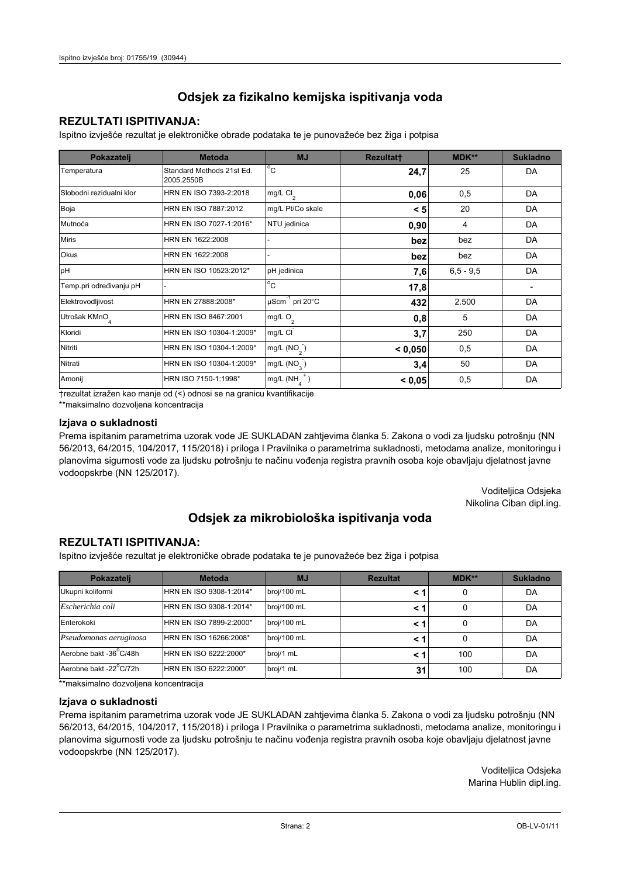## Odsjek za fizikalno kemijska ispitivanja voda

### REZULTATI ISPITIVANJA:

Ispitno izvješće rezultat je elektroničke obrade podataka te je punovažeće bez žiga i potpisa

| Pokazatelj | Metoda | MJ | Rezultat† | MDK** | Sukladno |
|---|---|---|---|---|---|
| Temperatura | Standard Methods 21st Ed. 2005.2550B | °C | **24,7** | 25 | DA |
| Slobodni rezidualni klor | HRN EN ISO 7393-2:2018 | mg/L $Cl_2$ | **0,06** | 0,5 | DA |
| Boja | HRN EN ISO 7887:2012 | mg/L Pt/Co skale | **< 5** | 20 | DA |
| Mutnoća | HRN EN ISO 7027-1:2016* | NTU jedinica | **0,90** | 4 | DA |
| Miris | HRN EN 1622:2008 | - | **bez** | bez | DA |
| Okus | HRN EN 1622:2008 | - | **bez** | bez | DA |
| pH | HRN EN ISO 10523:2012* | pH jedinica | **7,6** | 6,5 - 9,5 | DA |
| Temp.pri određivanju pH | - | °C | **17,8** | | - |
| Elektrovodljivost | HRN EN 27888:2008* | $\mu Scm^{-1}$ pri 20°C | **432** | 2.500 | DA |
| Utrošak $KMnO_4$ | HRN EN ISO 8467:2001 | mg/L $O_2$ | **0,8** | 5 | DA |
| Kloridi | HRN EN ISO 10304-1:2009* | mg/L $Cl^-$ | **3,7** | 250 | DA |
| Nitriti | HRN EN ISO 10304-1:2009* | mg/L $(NO_2^-)$ | **< 0,050** | 0,5 | DA |
| Nitrati | HRN EN ISO 10304-1:2009* | mg/L $(NO_3^-)$ | **3,4** | 50 | DA |
| Amonij | HRN ISO 7150-1:1998* | mg/L $(NH_4^+)$ | **< 0,05** | 0,5 | DA |

†rezultat izražen kao manje od (<) odnosi se na granicu kvantifikacije

**maksimalno dozvoljena koncentracija

#### Izjava o sukladnosti

Prema ispitanim parametrima uzorak vode JE SUKLADAN zahtjevima članka 5. Zakona o vodi za ljudsku potrošnju (NN 56/2013, 64/2015, 104/2017, 115/2018) i priloga I Pravilnika o parametrima sukladnosti, metodama analize, monitoringu i planovima sigurnosti vode za ljudsku potrošnju te načinu vođenja registra pravnih osoba koje obavljaju djelatnost javne vodoopskrbe (NN 125/2017).

Voditeljica Odsjeka
Nikolina Ciban dipl.ing.

## Odsjek za mikrobiološka ispitivanja voda

### REZULTATI ISPITIVANJA:

Ispitno izvješće rezultat je elektroničke obrade podataka te je punovažeće bez žiga i potpisa

| Pokazatelj | Metoda | MJ | Rezultat | MDK** | Sukladno |
|---|---|---|---|---|---|
| Ukupni koliformi | HRN EN ISO 9308-1:2014* | broj/100 mL | **< 1** | 0 | DA |
| *Escherichia coli* | HRN EN ISO 9308-1:2014* | broj/100 mL | **< 1** | 0 | DA |
| Enterokoki | HRN EN ISO 7899-2:2000* | broj/100 mL | **< 1** | 0 | DA |
| *Pseudomonas aeruginosa* | HRN EN ISO 16266:2008* | broj/100 mL | **< 1** | 0 | DA |
| Aerobne bakt -36°C/48h | HRN EN ISO 6222:2000* | broj/1 mL | **< 1** | 100 | DA |
| Aerobne bakt -22°C/72h | HRN EN ISO 6222:2000* | broj/1 mL | **31** | 100 | DA |

**maksimalno dozvoljena koncentracija

#### Izjava o sukladnosti

Prema ispitanim parametrima uzorak vode JE SUKLADAN zahtjevima članka 5. Zakona o vodi za ljudsku potrošnju (NN 56/2013, 64/2015, 104/2017, 115/2018) i priloga I Pravilnika o parametrima sukladnosti, metodama analize, monitoringu i planovima sigurnosti vode za ljudsku potrošnju te načinu vođenja registra pravnih osoba koje obavljaju djelatnost javne vodoopskrbe (NN 125/2017).

Voditeljica Odsjeka
Marina Hublin dipl.ing.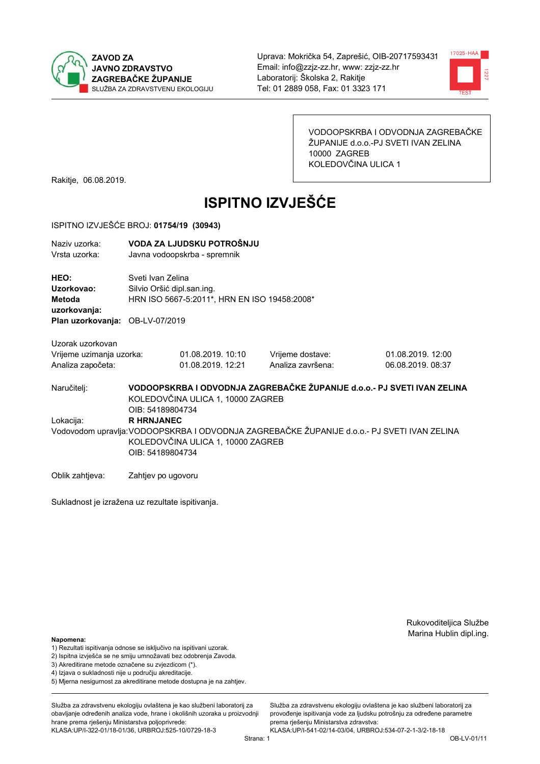**ZAVOD ZA JAVNO ZDRAVSTVO ZAGREBAČKE ŽUPANIJE**
SLUŽBA ZA ZDRAVSTVENU EKOLOGIJU

Uprava: Mokrička 54, Zaprešić, OIB-20717593431
Email: info@zzjz-zz.hr, www: zzjz-zz.hr
Laboratorij: Školska 2, Rakitje
Tel: 01 2889 058, Fax: 01 3323 171

VODOOPSKRBA I ODVODNJA ZAGREBAČKE ŽUPANIJE d.o.o.-PJ SVETI IVAN ZELINA
10000 ZAGREB
KOLEDOVČINA ULICA 1

Rakitje, 06.08.2019.

# ISPITNO IZVJEŠĆE

ISPITNO IZVJEŠĆE BROJ: **01754/19 (30943)**

Naziv uzorka: **VODA ZA LJUDSKU POTROŠNJU**
Vrsta uzorka: Javna vodoopskrba - spremnik

**HEO:** Sveti Ivan Zelina
**Uzorkovao:** Silvio Oršić dipl.san.ing.
**Metoda uzorkovanja:** HRN ISO 5667-5:2011*, HRN EN ISO 19458:2008*
**Plan uzorkovanja:** OB-LV-07/2019

Uzorak uzorkovan

| | | | |
|---|---|---|---|
| Vrijeme uzimanja uzorka: | 01.08.2019. 10:10 | Vrijeme dostave: | 01.08.2019. 12:00 |
| Analiza započeta: | 01.08.2019. 12:21 | Analiza završena: | 06.08.2019. 08:37 |

Naručitelj: **VODOOPSKRBA I ODVODNJA ZAGREBAČKE ŽUPANIJE d.o.o.- PJ SVETI IVAN ZELINA**
KOLEDOVČINA ULICA 1, 10000 ZAGREB
OIB: 54189804734

Lokacija: **R HRNJANEC**

Vodovodom upravlja: VODOOPSKRBA I ODVODNJA ZAGREBAČKE ŽUPANIJE d.o.o.- PJ SVETI IVAN ZELINA
KOLEDOVČINA ULICA 1, 10000 ZAGREB
OIB: 54189804734

Oblik zahtjeva: Zahtjev po ugovoru

Sukladnost je izražena uz rezultate ispitivanja.

Rukovoditeljica Službe
Marina Hublin dipl.ing.

**Napomena:**
1) Rezultati ispitivanja odnose se isključivo na ispitivani uzorak.
2) Ispitna izvješća se ne smiju umnožavati bez odobrenja Zavoda.
3) Akreditirane metode označene su zvjezdicom (*).
4) Izjava o sukladnosti nije u području akreditacije.
5) Mjerna nesigurnost za akreditirane metode dostupna je na zahtjev.

Služba za zdravstvenu ekologiju ovlaštena je kao službeni laboratorij za obavljanje određenih analiza vode, hrane i okolišnih uzoraka u proizvodnji hrane prema rješenju Ministarstva poljoprivrede: KLASA:UP/I-322-01/18-01/36, URBROJ:525-10/0729-18-3

Služba za zdravstvenu ekologiju ovlaštena je kao službeni laboratorij za provođenje ispitivanja vode za ljudsku potrošnju za određene parametre prema rješenju Ministarstva zdravstva: KLASA:UP/I-541-02/14-03/04, URBROJ:534-07-2-1-3/2-18-18

OB-LV-01/11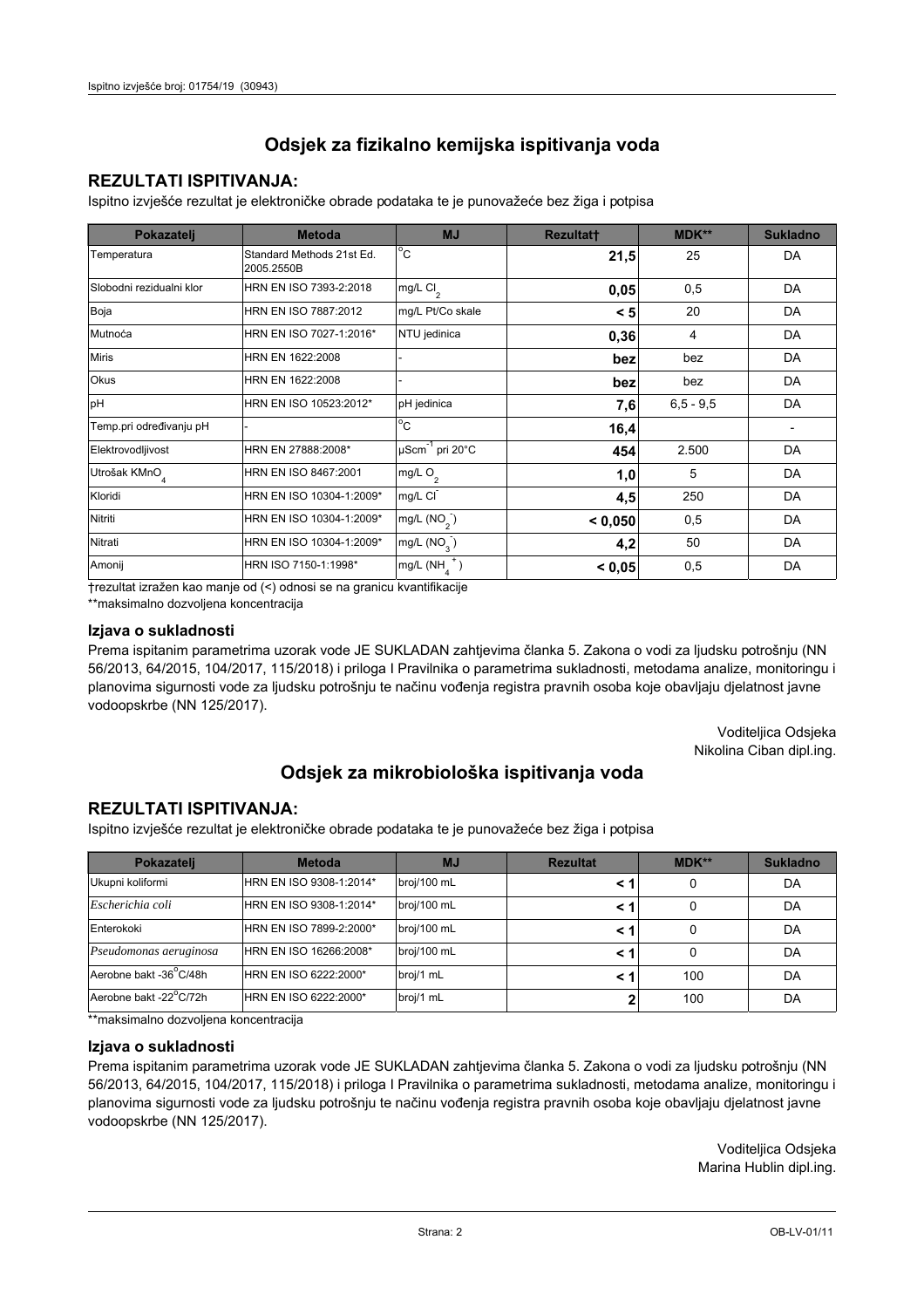# Odsjek za fizikalno kemijska ispitivanja voda

## REZULTATI ISPITIVANJA:

Ispitno izvješće rezultat je elektroničke obrade podataka te je punovažeće bez žiga i potpisa

| Pokazatelj | Metoda | MJ | Rezultat† | MDK** | Sukladno |
|---|---|---|---|---|---|
| Temperatura | Standard Methods 21st Ed. 2005.2550B | °C | **21,5** | 25 | DA |
| Slobodni rezidualni klor | HRN EN ISO 7393-2:2018 | mg/L $Cl_2$ | **0,05** | 0,5 | DA |
| Boja | HRN EN ISO 7887:2012 | mg/L Pt/Co skale | **< 5** | 20 | DA |
| Mutnoća | HRN EN ISO 7027-1:2016* | NTU jedinica | **0,36** | 4 | DA |
| Miris | HRN EN 1622:2008 | - | **bez** | bez | DA |
| Okus | HRN EN 1622:2008 | - | **bez** | bez | DA |
| pH | HRN EN ISO 10523:2012* | pH jedinica | **7,6** | 6,5 - 9,5 | DA |
| Temp.pri određivanju pH | - | °C | **16,4** | | - |
| Elektrovodljivost | HRN EN 27888:2008* | $\mu Scm^{-1}$ pri 20°C | **454** | 2.500 | DA |
| Utrošak $KMnO_4$ | HRN EN ISO 8467:2001 | mg/L $O_2$ | **1,0** | 5 | DA |
| Kloridi | HRN EN ISO 10304-1:2009* | mg/L $Cl^-$ | **4,5** | 250 | DA |
| Nitriti | HRN EN ISO 10304-1:2009* | mg/L ($NO_2^-$) | **< 0,050** | 0,5 | DA |
| Nitrati | HRN EN ISO 10304-1:2009* | mg/L ($NO_3^-$) | **4,2** | 50 | DA |
| Amonij | HRN ISO 7150-1:1998* | mg/L ($NH_4^+$) | **< 0,05** | 0,5 | DA |

†rezultat izražen kao manje od (<) odnosi se na granicu kvantifikacije

**maksimalno dozvoljena koncentracija

### Izjava o sukladnosti

Prema ispitanim parametrima uzorak vode JE SUKLADAN zahtjevima članka 5. Zakona o vodi za ljudsku potrošnju (NN 56/2013, 64/2015, 104/2017, 115/2018) i priloga I Pravilnika o parametrima sukladnosti, metodama analize, monitoringu i planovima sigurnosti vode za ljudsku potrošnju te načinu vođenja registra pravnih osoba koje obavljaju djelatnost javne vodoopskrbe (NN 125/2017).

Voditeljica Odsjeka
Nikolina Ciban dipl.ing.

# Odsjek za mikrobiološka ispitivanja voda

## REZULTATI ISPITIVANJA:

Ispitno izvješće rezultat je elektroničke obrade podataka te je punovažeće bez žiga i potpisa

| Pokazatelj | Metoda | MJ | Rezultat | MDK** | Sukladno |
|---|---|---|---|---|---|
| Ukupni koliformi | HRN EN ISO 9308-1:2014* | broj/100 mL | **< 1** | 0 | DA |
| *Escherichia coli* | HRN EN ISO 9308-1:2014* | broj/100 mL | **< 1** | 0 | DA |
| Enterokoki | HRN EN ISO 7899-2:2000* | broj/100 mL | **< 1** | 0 | DA |
| *Pseudomonas aeruginosa* | HRN EN ISO 16266:2008* | broj/100 mL | **< 1** | 0 | DA |
| Aerobne bakt -36°C/48h | HRN EN ISO 6222:2000* | broj/1 mL | **< 1** | 100 | DA |
| Aerobne bakt -22°C/72h | HRN EN ISO 6222:2000* | broj/1 mL | **2** | 100 | DA |

**maksimalno dozvoljena koncentracija

### Izjava o sukladnosti

Prema ispitanim parametrima uzorak vode JE SUKLADAN zahtjevima članka 5. Zakona o vodi za ljudsku potrošnju (NN 56/2013, 64/2015, 104/2017, 115/2018) i priloga I Pravilnika o parametrima sukladnosti, metodama analize, monitoringu i planovima sigurnosti vode za ljudsku potrošnju te načinu vođenja registra pravnih osoba koje obavljaju djelatnost javne vodoopskrbe (NN 125/2017).

Voditeljica Odsjeka
Marina Hublin dipl.ing.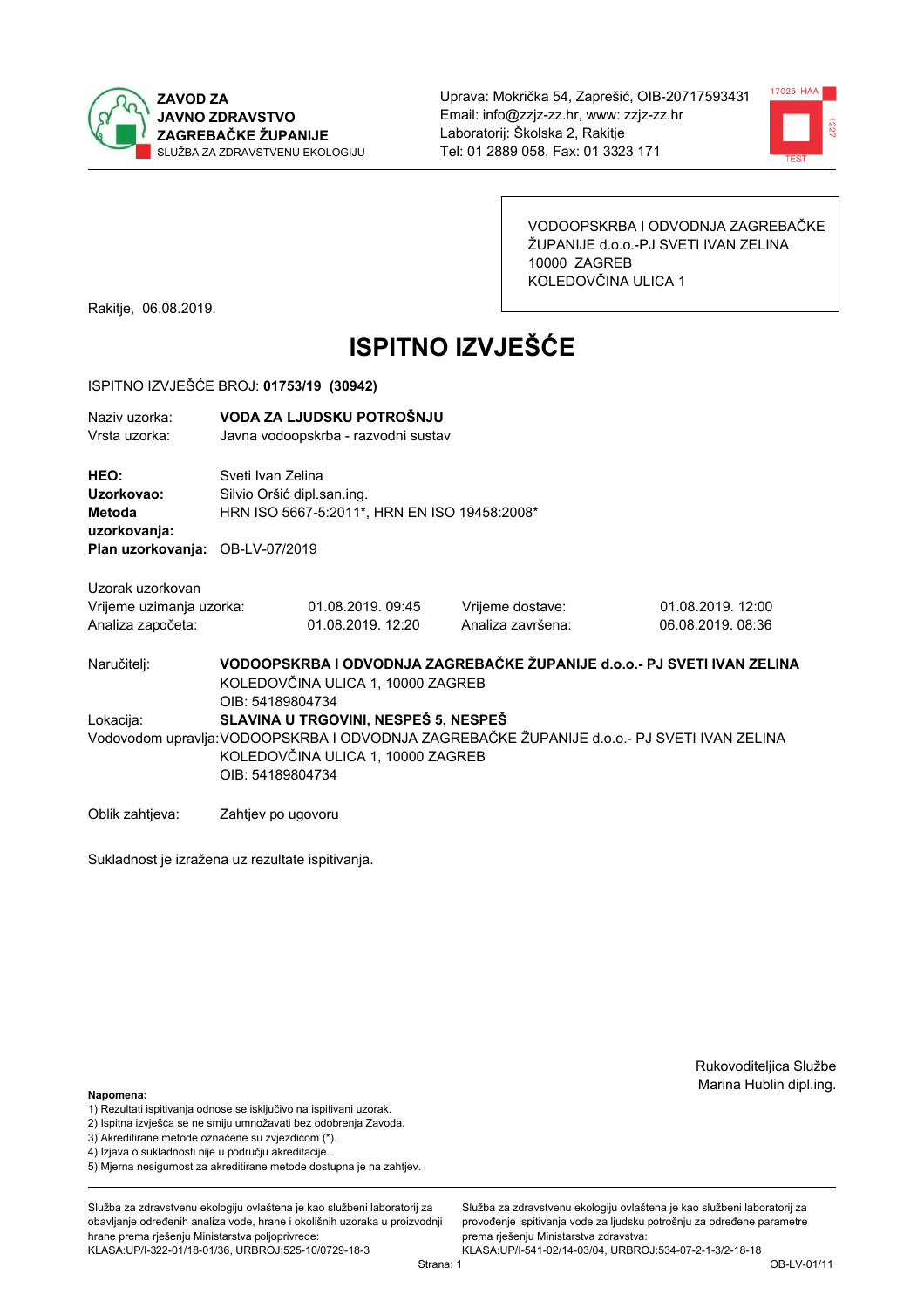**ZAVOD ZA JAVNO ZDRAVSTVO ZAGREBAČKE ŽUPANIJE**
SLUŽBA ZA ZDRAVSTVENU EKOLOGIJU

Uprava: Mokrička 54, Zaprešić, OIB-20717593431
Email: info@zzjz-zz.hr, www: zzjz-zz.hr
Laboratorij: Školska 2, Rakitje
Tel: 01 2889 058, Fax: 01 3323 171

VODOOPSKRBA I ODVODNJA ZAGREBAČKE ŽUPANIJE d.o.o.-PJ SVETI IVAN ZELINA
10000 ZAGREB
KOLEDOVČINA ULICA 1

Rakitje, 06.08.2019.

# ISPITNO IZVJEŠĆE

ISPITNO IZVJEŠĆE BROJ: **01753/19 (30942)**

| | |
|---|---|
| Naziv uzorka: | **VODA ZA LJUDSKU POTROŠNJU** |
| Vrsta uzorka: | Javna vodoopskrba - razvodni sustav |

| | |
|---|---|
| **HEO:** | Sveti Ivan Zelina |
| **Uzorkovao:** | Silvio Oršić dipl.san.ing. |
| **Metoda uzorkovanja:** | HRN ISO 5667-5:2011*, HRN EN ISO 19458:2008* |
| **Plan uzorkovanja:** | OB-LV-07/2019 |

Uzorak uzorkovan

| | | | |
|---|---|---|---|
| Vrijeme uzimanja uzorka: | 01.08.2019. 09:45 | Vrijeme dostave: | 01.08.2019. 12:00 |
| Analiza započeta: | 01.08.2019. 12:20 | Analiza završena: | 06.08.2019. 08:36 |

Naručitelj: **VODOOPSKRBA I ODVODNJA ZAGREBAČKE ŽUPANIJE d.o.o.- PJ SVETI IVAN ZELINA**
KOLEDOVČINA ULICA 1, 10000 ZAGREB
OIB: 54189804734

Lokacija: **SLAVINA U TRGOVINI, NESPEŠ 5, NESPEŠ**

Vodovodom upravlja: VODOOPSKRBA I ODVODNJA ZAGREBAČKE ŽUPANIJE d.o.o.- PJ SVETI IVAN ZELINA
KOLEDOVČINA ULICA 1, 10000 ZAGREB
OIB: 54189804734

Oblik zahtjeva: Zahtjev po ugovoru

Sukladnost je izražena uz rezultate ispitivanja.

Rukovoditeljica Službe
Marina Hublin dipl.ing.

**Napomena:**
1) Rezultati ispitivanja odnose se isključivo na ispitivani uzorak.
2) Ispitna izvješća se ne smiju umnožavati bez odobrenja Zavoda.
3) Akreditirane metode označene su zvjezdicom (*).
4) Izjava o sukladnosti nije u području akreditacije.
5) Mjerna nesigurnost za akreditirane metode dostupna je na zahtjev.

Služba za zdravstvenu ekologiju ovlaštena je kao službeni laboratorij za obavljanje određenih analiza vode, hrane i okolišnih uzoraka u proizvodnji hrane prema rješenju Ministarstva poljoprivrede:
KLASA:UP/I-322-01/18-01/36, URBROJ:525-10/0729-18-3

Služba za zdravstvenu ekologiju ovlaštena je kao službeni laboratorij za provođenje ispitivanja vode za ljudsku potrošnju za određene parametre prema rješenju Ministarstva zdravstva:
KLASA:UP/I-541-02/14-03/04, URBROJ:534-07-2-1-3/2-18-18

OB-LV-01/11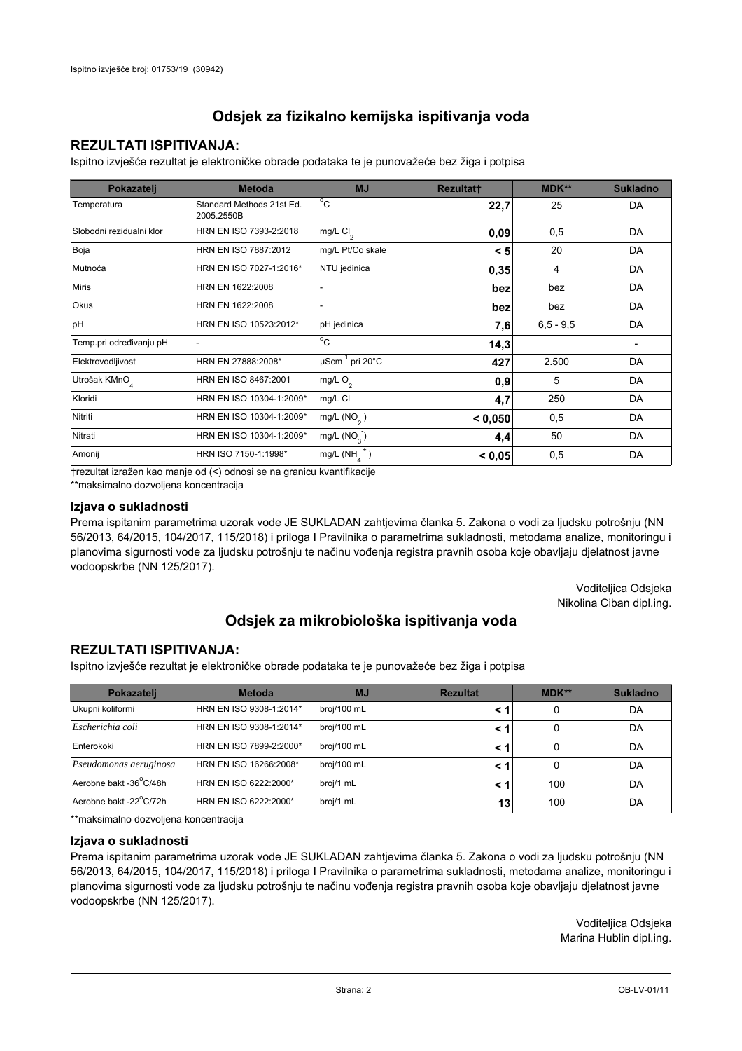# Odsjek za fizikalno kemijska ispitivanja voda

## REZULTATI ISPITIVANJA:

Ispitno izvješće rezultat je elektroničke obrade podataka te je punovažeće bez žiga i potpisa

| Pokazatelj | Metoda | MJ | Rezultat† | MDK** | Sukladno |
|---|---|---|---|---|---|
| Temperatura | Standard Methods 21st Ed. 2005.2550B | °C | **22,7** | 25 | DA |
| Slobodni rezidualni klor | HRN EN ISO 7393-2:2018 | mg/L $Cl_2$ | **0,09** | 0,5 | DA |
| Boja | HRN EN ISO 7887:2012 | mg/L Pt/Co skale | **< 5** | 20 | DA |
| Mutnoća | HRN EN ISO 7027-1:2016* | NTU jedinica | **0,35** | 4 | DA |
| Miris | HRN EN 1622:2008 | - | **bez** | bez | DA |
| Okus | HRN EN 1622:2008 | - | **bez** | bez | DA |
| pH | HRN EN ISO 10523:2012* | pH jedinica | **7,6** | 6,5 - 9,5 | DA |
| Temp.pri određivanju pH | - | °C | **14,3** | | - |
| Elektrovodljivost | HRN EN 27888:2008* | $\mu Scm^{-1}$ pri 20°C | **427** | 2.500 | DA |
| Utrošak $KMnO_4$ | HRN EN ISO 8467:2001 | mg/L $O_2$ | **0,9** | 5 | DA |
| Kloridi | HRN EN ISO 10304-1:2009* | mg/L $Cl^-$ | **4,7** | 250 | DA |
| Nitriti | HRN EN ISO 10304-1:2009* | mg/L ($NO_2^-$) | **< 0,050** | 0,5 | DA |
| Nitrati | HRN EN ISO 10304-1:2009* | mg/L ($NO_3^-$) | **4,4** | 50 | DA |
| Amonij | HRN ISO 7150-1:1998* | mg/L ($NH_4^+$) | **< 0,05** | 0,5 | DA |

†rezultat izražen kao manje od (<) odnosi se na granicu kvantifikacije

**maksimalno dozvoljena koncentracija

### Izjava o sukladnosti

Prema ispitanim parametrima uzorak vode JE SUKLADAN zahtjevima članka 5. Zakona o vodi za ljudsku potrošnju (NN 56/2013, 64/2015, 104/2017, 115/2018) i priloga I Pravilnika o parametrima sukladnosti, metodama analize, monitoringu i planovima sigurnosti vode za ljudsku potrošnju te načinu vođenja registra pravnih osoba koje obavljaju djelatnost javne vodoopskrbe (NN 125/2017).

Voditeljica Odsjeka
Nikolina Ciban dipl.ing.

# Odsjek za mikrobiološka ispitivanja voda

## REZULTATI ISPITIVANJA:

Ispitno izvješće rezultat je elektroničke obrade podataka te je punovažeće bez žiga i potpisa

| Pokazatelj | Metoda | MJ | Rezultat | MDK** | Sukladno |
|---|---|---|---|---|---|
| Ukupni koliformi | HRN EN ISO 9308-1:2014* | broj/100 mL | **< 1** | 0 | DA |
| *Escherichia coli* | HRN EN ISO 9308-1:2014* | broj/100 mL | **< 1** | 0 | DA |
| Enterokoki | HRN EN ISO 7899-2:2000* | broj/100 mL | **< 1** | 0 | DA |
| *Pseudomonas aeruginosa* | HRN EN ISO 16266:2008* | broj/100 mL | **< 1** | 0 | DA |
| Aerobne bakt -36°C/48h | HRN EN ISO 6222:2000* | broj/1 mL | **< 1** | 100 | DA |
| Aerobne bakt -22°C/72h | HRN EN ISO 6222:2000* | broj/1 mL | **13** | 100 | DA |

**maksimalno dozvoljena koncentracija

### Izjava o sukladnosti

Prema ispitanim parametrima uzorak vode JE SUKLADAN zahtjevima članka 5. Zakona o vodi za ljudsku potrošnju (NN 56/2013, 64/2015, 104/2017, 115/2018) i priloga I Pravilnika o parametrima sukladnosti, metodama analize, monitoringu i planovima sigurnosti vode za ljudsku potrošnju te načinu vođenja registra pravnih osoba koje obavljaju djelatnost javne vodoopskrbe (NN 125/2017).

Voditeljica Odsjeka
Marina Hublin dipl.ing.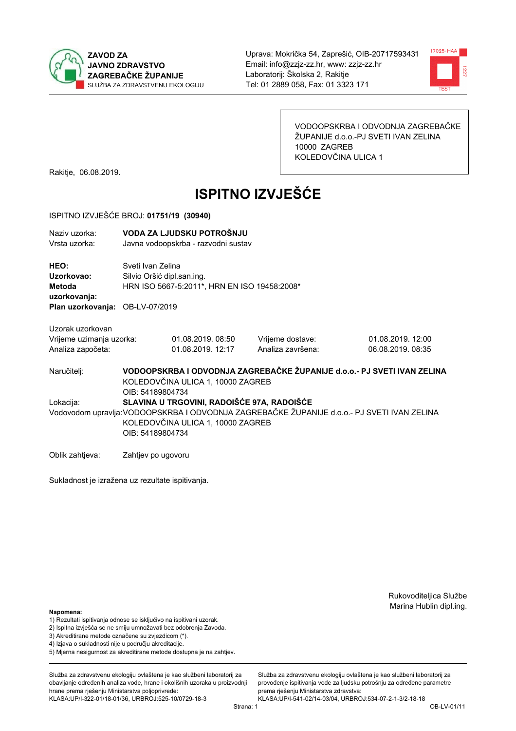ZAVOD ZA JAVNO ZDRAVSTVO ZAGREBAČKE ŽUPANIJE
SLUŽBA ZA ZDRAVSTVENU EKOLOGIJU

Uprava: Mokrička 54, Zaprešić, OIB-20717593431
Email: info@zzjz-zz.hr, www: zzjz-zz.hr
Laboratorij: Školska 2, Rakitje
Tel: 01 2889 058, Fax: 01 3323 171

VODOOPSKRBA I ODVODNJA ZAGREBAČKE ŽUPANIJE d.o.o.-PJ SVETI IVAN ZELINA
10000 ZAGREB
KOLEDOVČINA ULICA 1

Rakitje, 06.08.2019.

# ISPITNO IZVJEŠĆE

ISPITNO IZVJEŠĆE BROJ: **01751/19 (30940)**

| | |
|---|---|
| Naziv uzorka: | **VODA ZA LJUDSKU POTROŠNJU** |
| Vrsta uzorka: | Javna vodoopskrba - razvodni sustav |

| | |
|---|---|
| **HEO:** | Sveti Ivan Zelina |
| **Uzorkovao:** | Silvio Oršić dipl.san.ing. |
| **Metoda uzorkovanja:** | HRN ISO 5667-5:2011*, HRN EN ISO 19458:2008* |
| **Plan uzorkovanja:** | OB-LV-07/2019 |

Uzorak uzorkovan

| | | | |
|---|---|---|---|
| Vrijeme uzimanja uzorka: | 01.08.2019. 08:50 | Vrijeme dostave: | 01.08.2019. 12:00 |
| Analiza započeta: | 01.08.2019. 12:17 | Analiza završena: | 06.08.2019. 08:35 |

Naručitelj: **VODOOPSKRBA I ODVODNJA ZAGREBAČKE ŽUPANIJE d.o.o.- PJ SVETI IVAN ZELINA**
KOLEDOVČINA ULICA 1, 10000 ZAGREB
OIB: 54189804734

Lokacija: **SLAVINA U TRGOVINI, RADOIŠĆE 97A, RADOIŠĆE**

Vodovodom upravlja: VODOOPSKRBA I ODVODNJA ZAGREBAČKE ŽUPANIJE d.o.o.- PJ SVETI IVAN ZELINA
KOLEDOVČINA ULICA 1, 10000 ZAGREB
OIB: 54189804734

Oblik zahtjeva: Zahtjev po ugovoru

Sukladnost je izražena uz rezultate ispitivanja.

Rukovoditeljica Službe
Marina Hublin dipl.ing.

**Napomena:**
1) Rezultati ispitivanja odnose se isključivo na ispitivani uzorak.
2) Ispitna izvješća se ne smiju umnožavati bez odobrenja Zavoda.
3) Akreditirane metode označene su zvjezdicom (*).
4) Izjava o sukladnosti nije u području akreditacije.
5) Mjerna nesigurnost za akreditirane metode dostupna je na zahtjev.

Služba za zdravstvenu ekologiju ovlaštena je kao službeni laboratorij za obavljanje određenih analiza vode, hrane i okolišnih uzoraka u proizvodnji hrane prema rješenju Ministarstva poljoprivrede: KLASA:UP/I-322-01/18-01/36, URBROJ:525-10/0729-18-3

Služba za zdravstvenu ekologiju ovlaštena je kao službeni laboratorij za provođenje ispitivanja vode za ljudsku potrošnju za određene parametre prema rješenju Ministarstva zdravstva: KLASA:UP/I-541-02/14-03/04, URBROJ:534-07-2-1-3/2-18-18

OB-LV-01/11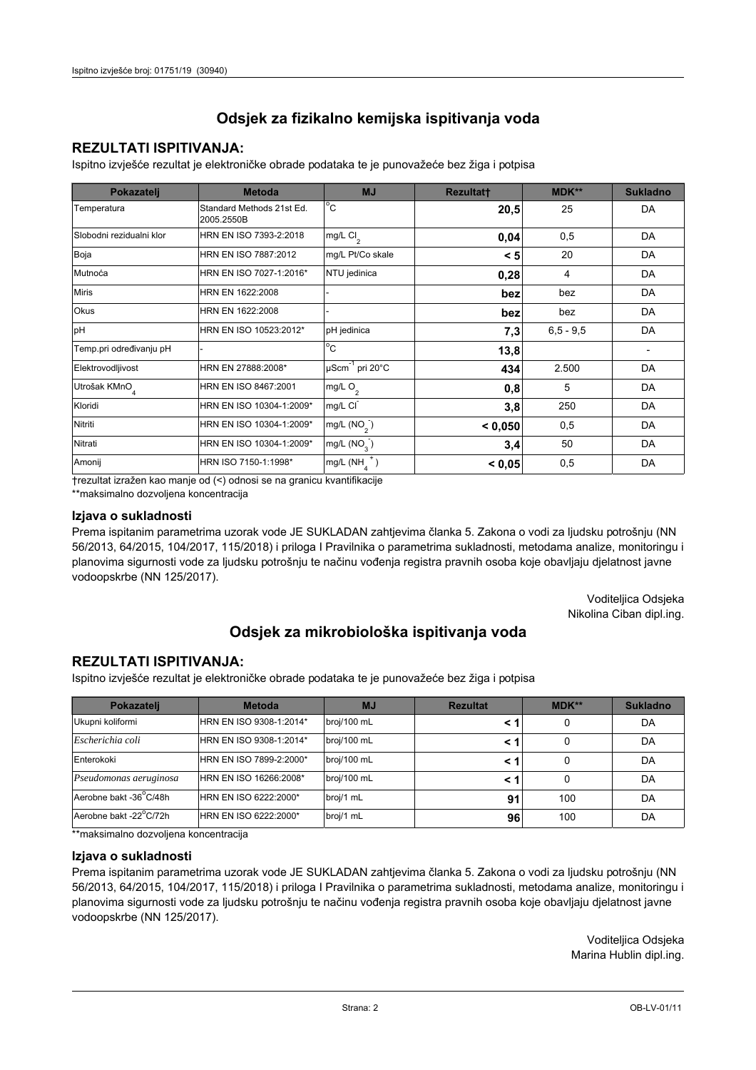# Odsjek za fizikalno kemijska ispitivanja voda

## REZULTATI ISPITIVANJA:

Ispitno izvješće rezultat je elektroničke obrade podataka te je punovažeće bez žiga i potpisa

| Pokazatelj | Metoda | MJ | Rezultat† | MDK** | Sukladno |
|---|---|---|---|---|---|
| Temperatura | Standard Methods 21st Ed. 2005.2550B | °C | **20,5** | 25 | DA |
| Slobodni rezidualni klor | HRN EN ISO 7393-2:2018 | mg/L $Cl_2$ | **0,04** | 0,5 | DA |
| Boja | HRN EN ISO 7887:2012 | mg/L Pt/Co skale | **< 5** | 20 | DA |
| Mutnoća | HRN EN ISO 7027-1:2016* | NTU jedinica | **0,28** | 4 | DA |
| Miris | HRN EN 1622:2008 | - | **bez** | bez | DA |
| Okus | HRN EN 1622:2008 | - | **bez** | bez | DA |
| pH | HRN EN ISO 10523:2012* | pH jedinica | **7,3** | 6,5 - 9,5 | DA |
| Temp.pri određivanju pH | - | °C | **13,8** | | - |
| Elektrovodljivost | HRN EN 27888:2008* | $\mu Scm^{-1}$ pri 20°C | **434** | 2.500 | DA |
| Utrošak $KMnO_4$ | HRN EN ISO 8467:2001 | mg/L $O_2$ | **0,8** | 5 | DA |
| Kloridi | HRN EN ISO 10304-1:2009* | mg/L $Cl^-$ | **3,8** | 250 | DA |
| Nitriti | HRN EN ISO 10304-1:2009* | mg/L ($NO_2^-$) | **< 0,050** | 0,5 | DA |
| Nitrati | HRN EN ISO 10304-1:2009* | mg/L ($NO_3^-$) | **3,4** | 50 | DA |
| Amonij | HRN ISO 7150-1:1998* | mg/L ($NH_4^+$) | **< 0,05** | 0,5 | DA |

†rezultat izražen kao manje od (<) odnosi se na granicu kvantifikacije

**maksimalno dozvoljena koncentracija

### Izjava o sukladnosti

Prema ispitanim parametrima uzorak vode JE SUKLADAN zahtjevima članka 5. Zakona o vodi za ljudsku potrošnju (NN 56/2013, 64/2015, 104/2017, 115/2018) i priloga I Pravilnika o parametrima sukladnosti, metodama analize, monitoringu i planovima sigurnosti vode za ljudsku potrošnju te načinu vođenja registra pravnih osoba koje obavljaju djelatnost javne vodoopskrbe (NN 125/2017).

Voditeljica Odsjeka
Nikolina Ciban dipl.ing.

# Odsjek za mikrobiološka ispitivanja voda

## REZULTATI ISPITIVANJA:

Ispitno izvješće rezultat je elektroničke obrade podataka te je punovažeće bez žiga i potpisa

| Pokazatelj | Metoda | MJ | Rezultat | MDK** | Sukladno |
|---|---|---|---|---|---|
| Ukupni koliformi | HRN EN ISO 9308-1:2014* | broj/100 mL | **< 1** | 0 | DA |
| *Escherichia coli* | HRN EN ISO 9308-1:2014* | broj/100 mL | **< 1** | 0 | DA |
| Enterokoki | HRN EN ISO 7899-2:2000* | broj/100 mL | **< 1** | 0 | DA |
| *Pseudomonas aeruginosa* | HRN EN ISO 16266:2008* | broj/100 mL | **< 1** | 0 | DA |
| Aerobne bakt -36°C/48h | HRN EN ISO 6222:2000* | broj/1 mL | **91** | 100 | DA |
| Aerobne bakt -22°C/72h | HRN EN ISO 6222:2000* | broj/1 mL | **96** | 100 | DA |

**maksimalno dozvoljena koncentracija

### Izjava o sukladnosti

Prema ispitanim parametrima uzorak vode JE SUKLADAN zahtjevima članka 5. Zakona o vodi za ljudsku potrošnju (NN 56/2013, 64/2015, 104/2017, 115/2018) i priloga I Pravilnika o parametrima sukladnosti, metodama analize, monitoringu i planovima sigurnosti vode za ljudsku potrošnju te načinu vođenja registra pravnih osoba koje obavljaju djelatnost javne vodoopskrbe (NN 125/2017).

Voditeljica Odsjeka
Marina Hublin dipl.ing.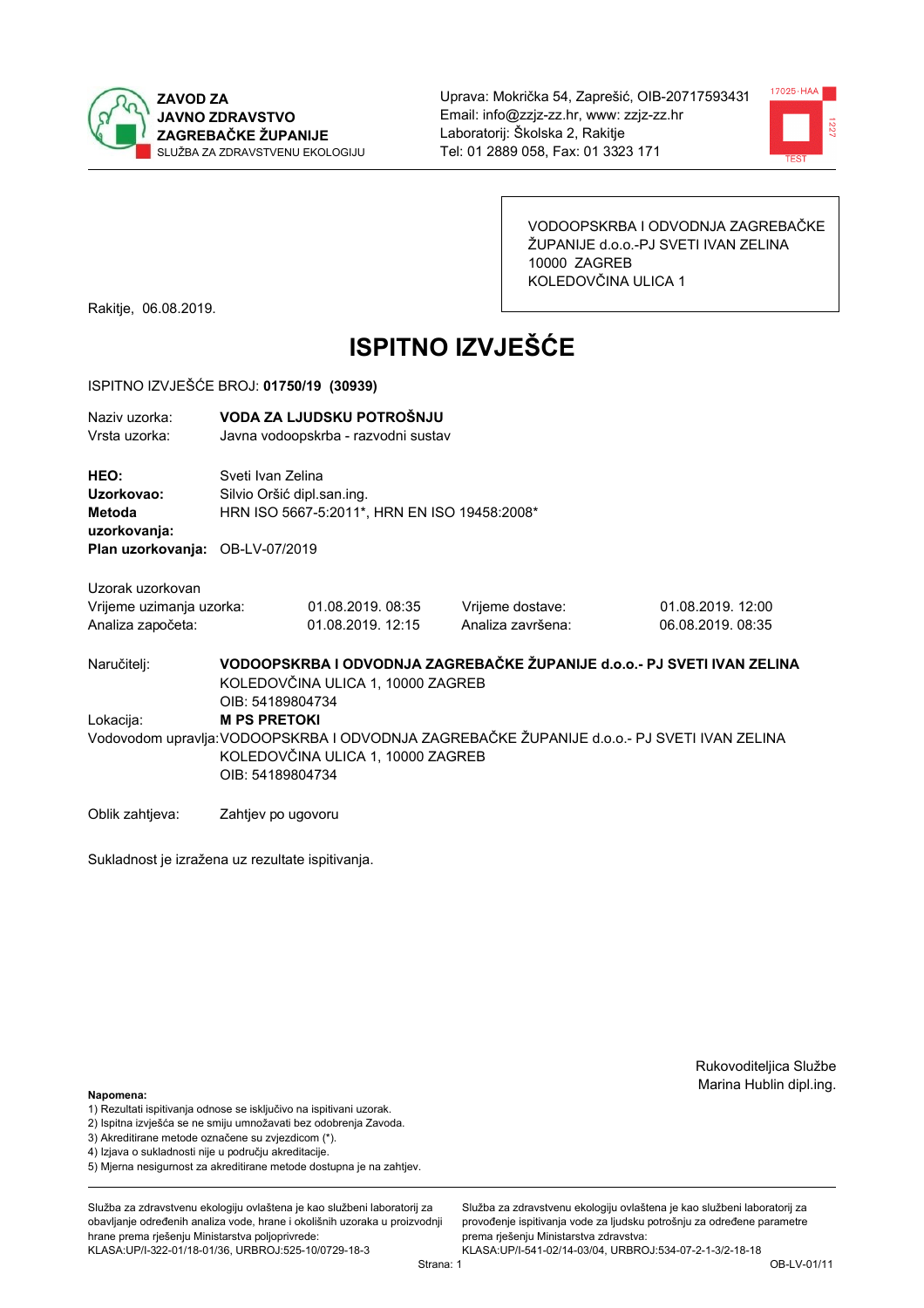**ZAVOD ZA JAVNO ZDRAVSTVO ZAGREBAČKE ŽUPANIJE**
SLUŽBA ZA ZDRAVSTVENU EKOLOGIJU

Uprava: Mokrička 54, Zaprešić, OIB-20717593431
Email: info@zzjz-zz.hr, www: zzjz-zz.hr
Laboratorij: Školska 2, Rakitje
Tel: 01 2889 058, Fax: 01 3323 171

VODOOPSKRBA I ODVODNJA ZAGREBAČKE ŽUPANIJE d.o.o.-PJ SVETI IVAN ZELINA
10000 ZAGREB
KOLEDOVČINA ULICA 1

Rakitje, 06.08.2019.

# ISPITNO IZVJEŠĆE

ISPITNO IZVJEŠĆE BROJ: **01750/19 (30939)**

| | |
|---|---|
| Naziv uzorka: | **VODA ZA LJUDSKU POTROŠNJU** |
| Vrsta uzorka: | Javna vodoopskrba - razvodni sustav |
| **HEO:** | Sveti Ivan Zelina |
| **Uzorkovao:** | Silvio Oršić dipl.san.ing. |
| **Metoda uzorkovanja:** | HRN ISO 5667-5:2011*, HRN EN ISO 19458:2008* |
| **Plan uzorkovanja:** | OB-LV-07/2019 |

Uzorak uzorkovan

| | | | |
|---|---|---|---|
| Vrijeme uzimanja uzorka: | 01.08.2019. 08:35 | Vrijeme dostave: | 01.08.2019. 12:00 |
| Analiza započeta: | 01.08.2019. 12:15 | Analiza završena: | 06.08.2019. 08:35 |

Naručitelj: **VODOOPSKRBA I ODVODNJA ZAGREBAČKE ŽUPANIJE d.o.o.- PJ SVETI IVAN ZELINA**
KOLEDOVČINA ULICA 1, 10000 ZAGREB
OIB: 54189804734

Lokacija: **M PS PRETOKI**

Vodovodom upravlja: VODOOPSKRBA I ODVODNJA ZAGREBAČKE ŽUPANIJE d.o.o.- PJ SVETI IVAN ZELINA
KOLEDOVČINA ULICA 1, 10000 ZAGREB
OIB: 54189804734

Oblik zahtjeva: Zahtjev po ugovoru

Sukladnost je izražena uz rezultate ispitivanja.

Rukovoditeljica Službe
Marina Hublin dipl.ing.

**Napomena:**
1) Rezultati ispitivanja odnose se isključivo na ispitivani uzorak.
2) Ispitna izvješća se ne smiju umnožavati bez odobrenja Zavoda.
3) Akreditirane metode označene su zvjezdicom (*).
4) Izjava o sukladnosti nije u području akreditacije.
5) Mjerna nesigurnost za akreditirane metode dostupna je na zahtjev.

Služba za zdravstvenu ekologiju ovlaštena je kao službeni laboratorij za obavljanje određenih analiza vode, hrane i okolišnih uzoraka u proizvodnji hrane prema rješenju Ministarstva poljoprivrede: KLASA:UP/I-322-01/18-01/36, URBROJ:525-10/0729-18-3

Služba za zdravstvenu ekologiju ovlaštena je kao službeni laboratorij za provođenje ispitivanja vode za ljudsku potrošnju za određene parametre prema rješenju Ministarstva zdravstva: KLASA:UP/I-541-02/14-03/04, URBROJ:534-07-2-1-3/2-18-18

OB-LV-01/11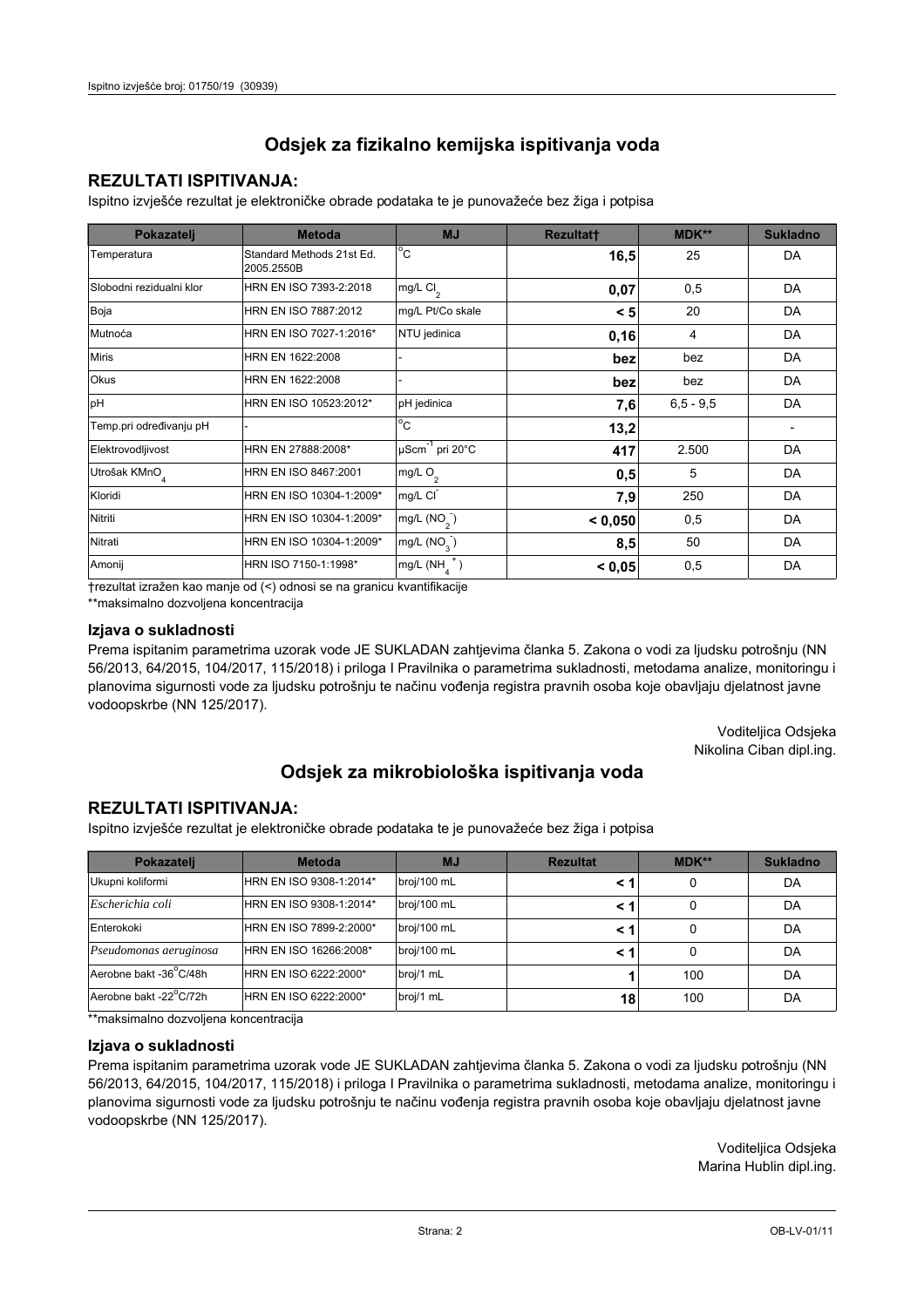## Odsjek za fizikalno kemijska ispitivanja voda

### REZULTATI ISPITIVANJA:

Ispitno izvješće rezultat je elektroničke obrade podataka te je punovažeće bez žiga i potpisa

| Pokazatelj | Metoda | MJ | Rezultat† | MDK** | Sukladno |
|---|---|---|---|---|---|
| Temperatura | Standard Methods 21st Ed. 2005.2550B | °C | **16,5** | 25 | DA |
| Slobodni rezidualni klor | HRN EN ISO 7393-2:2018 | mg/L $Cl_2$ | **0,07** | 0,5 | DA |
| Boja | HRN EN ISO 7887:2012 | mg/L Pt/Co skale | **< 5** | 20 | DA |
| Mutnoća | HRN EN ISO 7027-1:2016* | NTU jedinica | **0,16** | 4 | DA |
| Miris | HRN EN 1622:2008 | - | **bez** | bez | DA |
| Okus | HRN EN 1622:2008 | - | **bez** | bez | DA |
| pH | HRN EN ISO 10523:2012* | pH jedinica | **7,6** | 6,5 - 9,5 | DA |
| Temp.pri određivanju pH | - | °C | **13,2** | | - |
| Elektrovodljivost | HRN EN 27888:2008* | $\mu Scm^{-1}$ pri 20°C | **417** | 2.500 | DA |
| Utrošak $KMnO_4$ | HRN EN ISO 8467:2001 | mg/L $O_2$ | **0,5** | 5 | DA |
| Kloridi | HRN EN ISO 10304-1:2009* | mg/L $Cl^-$ | **7,9** | 250 | DA |
| Nitriti | HRN EN ISO 10304-1:2009* | mg/L ($NO_2^-$) | **< 0,050** | 0,5 | DA |
| Nitrati | HRN EN ISO 10304-1:2009* | mg/L ($NO_3^-$) | **8,5** | 50 | DA |
| Amonij | HRN ISO 7150-1:1998* | mg/L ($NH_4^+$) | **< 0,05** | 0,5 | DA |

†rezultat izražen kao manje od (<) odnosi se na granicu kvantifikacije

**maksimalno dozvoljena koncentracija

### Izjava o sukladnosti

Prema ispitanim parametrima uzorak vode JE SUKLADAN zahtjevima članka 5. Zakona o vodi za ljudsku potrošnju (NN 56/2013, 64/2015, 104/2017, 115/2018) i priloga I Pravilnika o parametrima sukladnosti, metodama analize, monitoringu i planovima sigurnosti vode za ljudsku potrošnju te načinu vođenja registra pravnih osoba koje obavljaju djelatnost javne vodoopskrbe (NN 125/2017).

Voditeljica Odsjeka
Nikolina Ciban dipl.ing.

## Odsjek za mikrobiološka ispitivanja voda

### REZULTATI ISPITIVANJA:

Ispitno izvješće rezultat je elektroničke obrade podataka te je punovažeće bez žiga i potpisa

| Pokazatelj | Metoda | MJ | Rezultat | MDK** | Sukladno |
|---|---|---|---|---|---|
| Ukupni koliformi | HRN EN ISO 9308-1:2014* | broj/100 mL | **< 1** | 0 | DA |
| *Escherichia coli* | HRN EN ISO 9308-1:2014* | broj/100 mL | **< 1** | 0 | DA |
| Enterokoki | HRN EN ISO 7899-2:2000* | broj/100 mL | **< 1** | 0 | DA |
| *Pseudomonas aeruginosa* | HRN EN ISO 16266:2008* | broj/100 mL | **< 1** | 0 | DA |
| Aerobne bakt -36°C/48h | HRN EN ISO 6222:2000* | broj/1 mL | **1** | 100 | DA |
| Aerobne bakt -22°C/72h | HRN EN ISO 6222:2000* | broj/1 mL | **18** | 100 | DA |

**maksimalno dozvoljena koncentracija

### Izjava o sukladnosti

Prema ispitanim parametrima uzorak vode JE SUKLADAN zahtjevima članka 5. Zakona o vodi za ljudsku potrošnju (NN 56/2013, 64/2015, 104/2017, 115/2018) i priloga I Pravilnika o parametrima sukladnosti, metodama analize, monitoringu i planovima sigurnosti vode za ljudsku potrošnju te načinu vođenja registra pravnih osoba koje obavljaju djelatnost javne vodoopskrbe (NN 125/2017).

Voditeljica Odsjeka
Marina Hublin dipl.ing.